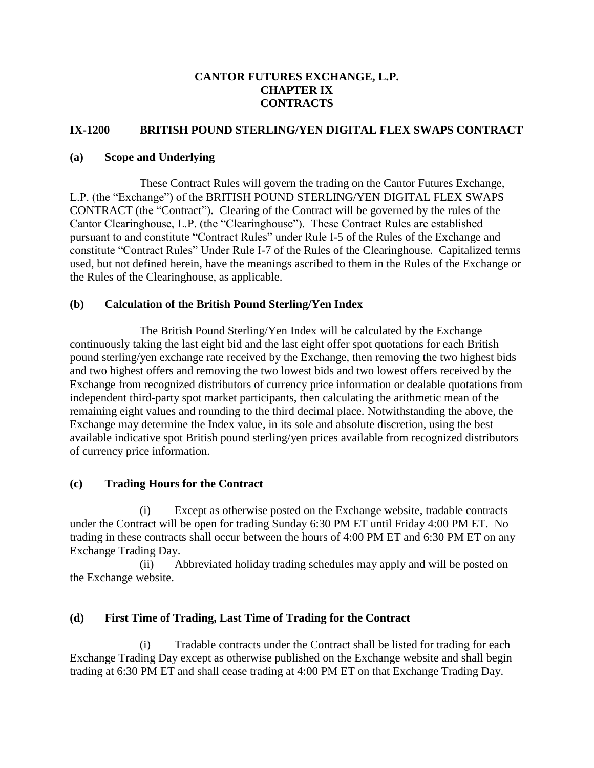# CANTOR FUTURES EXCHANGE, L.P.
# CHAPTER IX
# CONTRACTS

## IX-1200 BRITISH POUND STERLING/YEN DIGITAL FLEX SWAPS CONTRACT

### (a) Scope and Underlying

These Contract Rules will govern the trading on the Cantor Futures Exchange, L.P. (the "Exchange") of the BRITISH POUND STERLING/YEN DIGITAL FLEX SWAPS CONTRACT (the "Contract"). Clearing of the Contract will be governed by the rules of the Cantor Clearinghouse, L.P. (the "Clearinghouse"). These Contract Rules are established pursuant to and constitute "Contract Rules" under Rule I-5 of the Rules of the Exchange and constitute "Contract Rules" Under Rule I-7 of the Rules of the Clearinghouse. Capitalized terms used, but not defined herein, have the meanings ascribed to them in the Rules of the Exchange or the Rules of the Clearinghouse, as applicable.

### (b) Calculation of the British Pound Sterling/Yen Index

The British Pound Sterling/Yen Index will be calculated by the Exchange continuously taking the last eight bid and the last eight offer spot quotations for each British pound sterling/yen exchange rate received by the Exchange, then removing the two highest bids and two highest offers and removing the two lowest bids and two lowest offers received by the Exchange from recognized distributors of currency price information or dealable quotations from independent third-party spot market participants, then calculating the arithmetic mean of the remaining eight values and rounding to the third decimal place. Notwithstanding the above, the Exchange may determine the Index value, in its sole and absolute discretion, using the best available indicative spot British pound sterling/yen prices available from recognized distributors of currency price information.

### (c) Trading Hours for the Contract

(i) Except as otherwise posted on the Exchange website, tradable contracts under the Contract will be open for trading Sunday 6:30 PM ET until Friday 4:00 PM ET. No trading in these contracts shall occur between the hours of 4:00 PM ET and 6:30 PM ET on any Exchange Trading Day.

(ii) Abbreviated holiday trading schedules may apply and will be posted on the Exchange website.

### (d) First Time of Trading, Last Time of Trading for the Contract

(i) Tradable contracts under the Contract shall be listed for trading for each Exchange Trading Day except as otherwise published on the Exchange website and shall begin trading at 6:30 PM ET and shall cease trading at 4:00 PM ET on that Exchange Trading Day.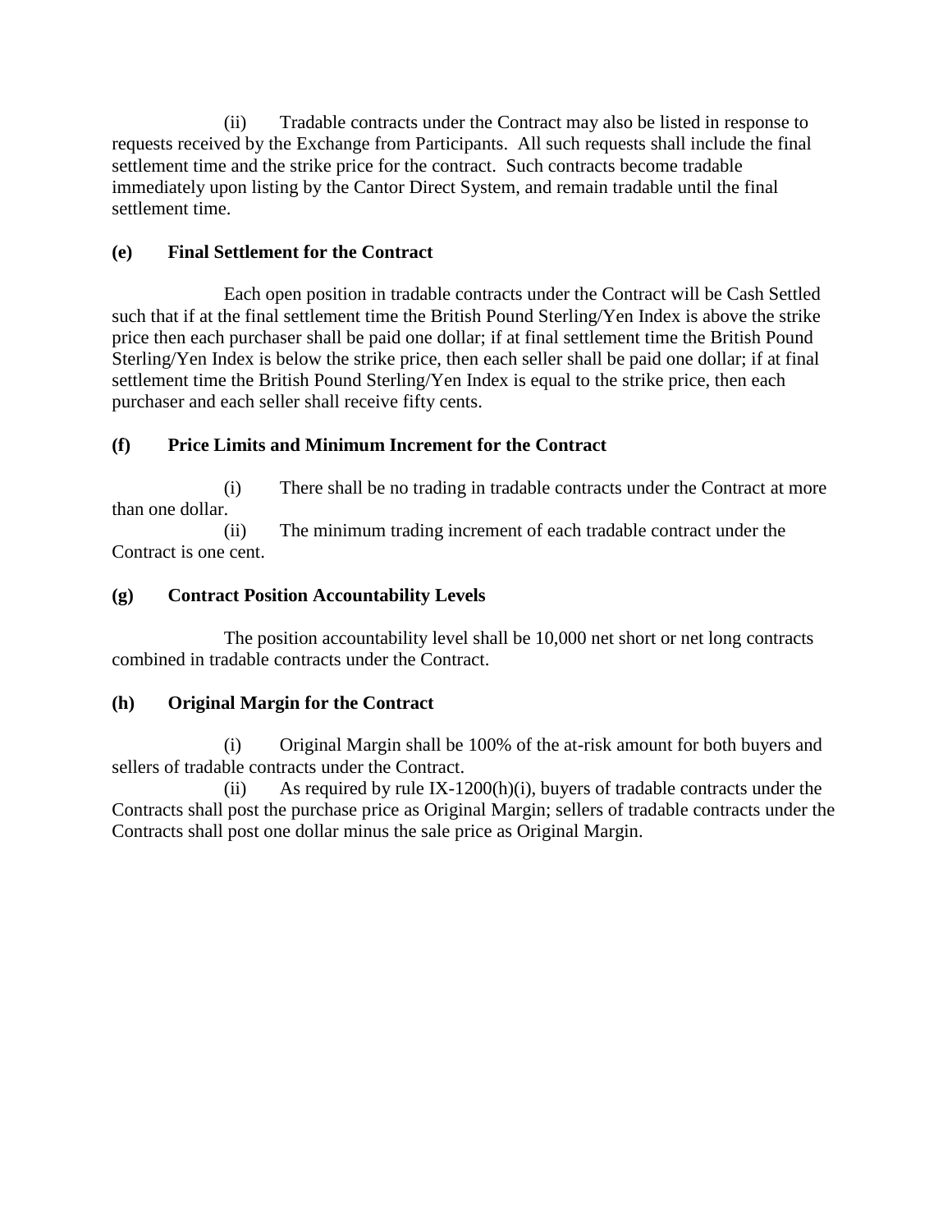(ii) Tradable contracts under the Contract may also be listed in response to requests received by the Exchange from Participants. All such requests shall include the final settlement time and the strike price for the contract. Such contracts become tradable immediately upon listing by the Cantor Direct System, and remain tradable until the final settlement time.

**(e) Final Settlement for the Contract**

Each open position in tradable contracts under the Contract will be Cash Settled such that if at the final settlement time the British Pound Sterling/Yen Index is above the strike price then each purchaser shall be paid one dollar; if at final settlement time the British Pound Sterling/Yen Index is below the strike price, then each seller shall be paid one dollar; if at final settlement time the British Pound Sterling/Yen Index is equal to the strike price, then each purchaser and each seller shall receive fifty cents.

**(f) Price Limits and Minimum Increment for the Contract**

(i) There shall be no trading in tradable contracts under the Contract at more than one dollar.

(ii) The minimum trading increment of each tradable contract under the Contract is one cent.

**(g) Contract Position Accountability Levels**

The position accountability level shall be 10,000 net short or net long contracts combined in tradable contracts under the Contract.

**(h) Original Margin for the Contract**

(i) Original Margin shall be 100% of the at-risk amount for both buyers and sellers of tradable contracts under the Contract.

(ii) As required by rule IX-1200(h)(i), buyers of tradable contracts under the Contracts shall post the purchase price as Original Margin; sellers of tradable contracts under the Contracts shall post one dollar minus the sale price as Original Margin.